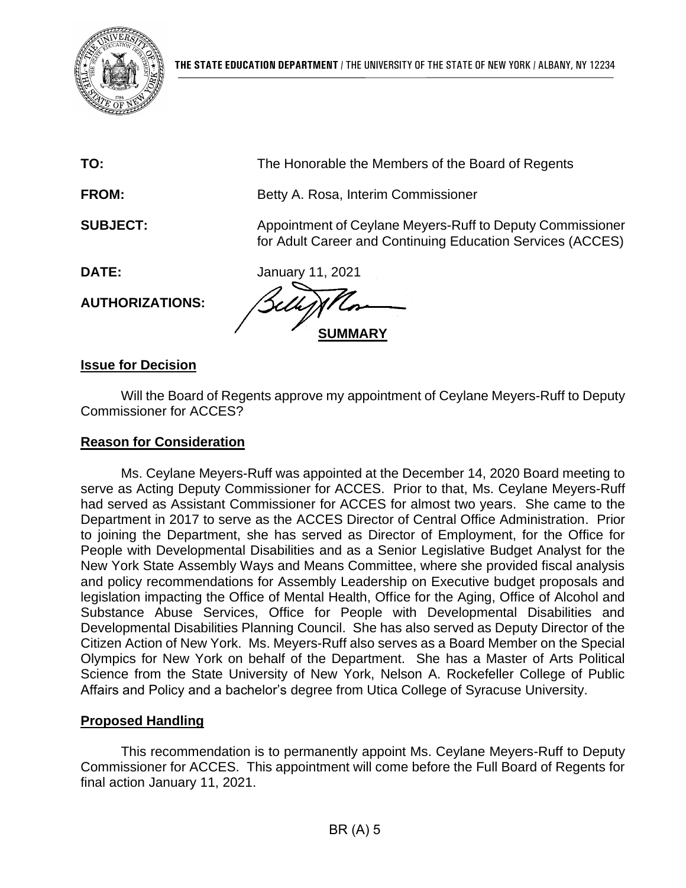THE STATE EDUCATION DEPARTMENT / THE UNIVERSITY OF THE STATE OF NEW YORK / ALBANY, NY 12234

**TO:** The Honorable the Members of the Board of Regents

**FROM:** Betty A. Rosa, Interim Commissioner

**SUBJECT:** Appointment of Ceylane Meyers-Ruff to Deputy Commissioner for Adult Career and Continuing Education Services (ACCES)

**DATE:** January 11, 2021

**AUTHORIZATIONS:**

## SUMMARY

### Issue for Decision

Will the Board of Regents approve my appointment of Ceylane Meyers-Ruff to Deputy Commissioner for ACCES?

### Reason for Consideration

Ms. Ceylane Meyers-Ruff was appointed at the December 14, 2020 Board meeting to serve as Acting Deputy Commissioner for ACCES. Prior to that, Ms. Ceylane Meyers-Ruff had served as Assistant Commissioner for ACCES for almost two years. She came to the Department in 2017 to serve as the ACCES Director of Central Office Administration. Prior to joining the Department, she has served as Director of Employment, for the Office for People with Developmental Disabilities and as a Senior Legislative Budget Analyst for the New York State Assembly Ways and Means Committee, where she provided fiscal analysis and policy recommendations for Assembly Leadership on Executive budget proposals and legislation impacting the Office of Mental Health, Office for the Aging, Office of Alcohol and Substance Abuse Services, Office for People with Developmental Disabilities and Developmental Disabilities Planning Council. She has also served as Deputy Director of the Citizen Action of New York. Ms. Meyers-Ruff also serves as a Board Member on the Special Olympics for New York on behalf of the Department. She has a Master of Arts Political Science from the State University of New York, Nelson A. Rockefeller College of Public Affairs and Policy and a bachelor's degree from Utica College of Syracuse University.

### Proposed Handling

This recommendation is to permanently appoint Ms. Ceylane Meyers-Ruff to Deputy Commissioner for ACCES. This appointment will come before the Full Board of Regents for final action January 11, 2021.

BR (A) 5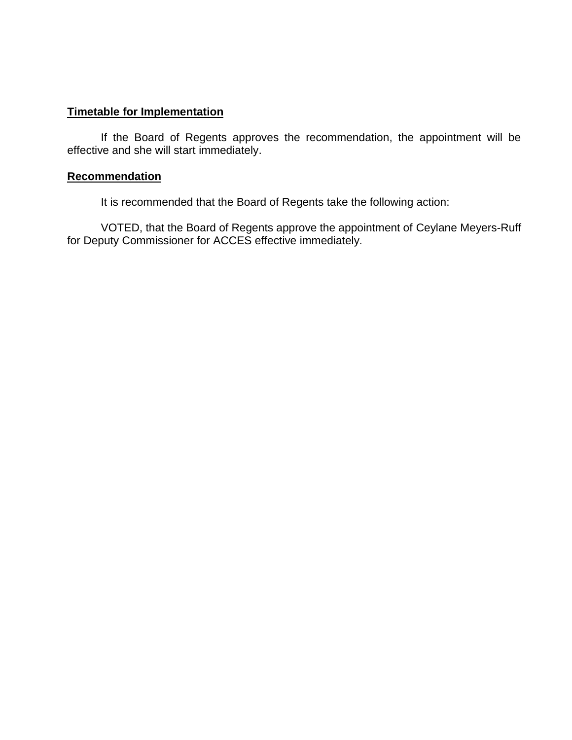**Timetable for Implementation**

If the Board of Regents approves the recommendation, the appointment will be effective and she will start immediately.

**Recommendation**

It is recommended that the Board of Regents take the following action:

VOTED, that the Board of Regents approve the appointment of Ceylane Meyers-Ruff for Deputy Commissioner for ACCES effective immediately.